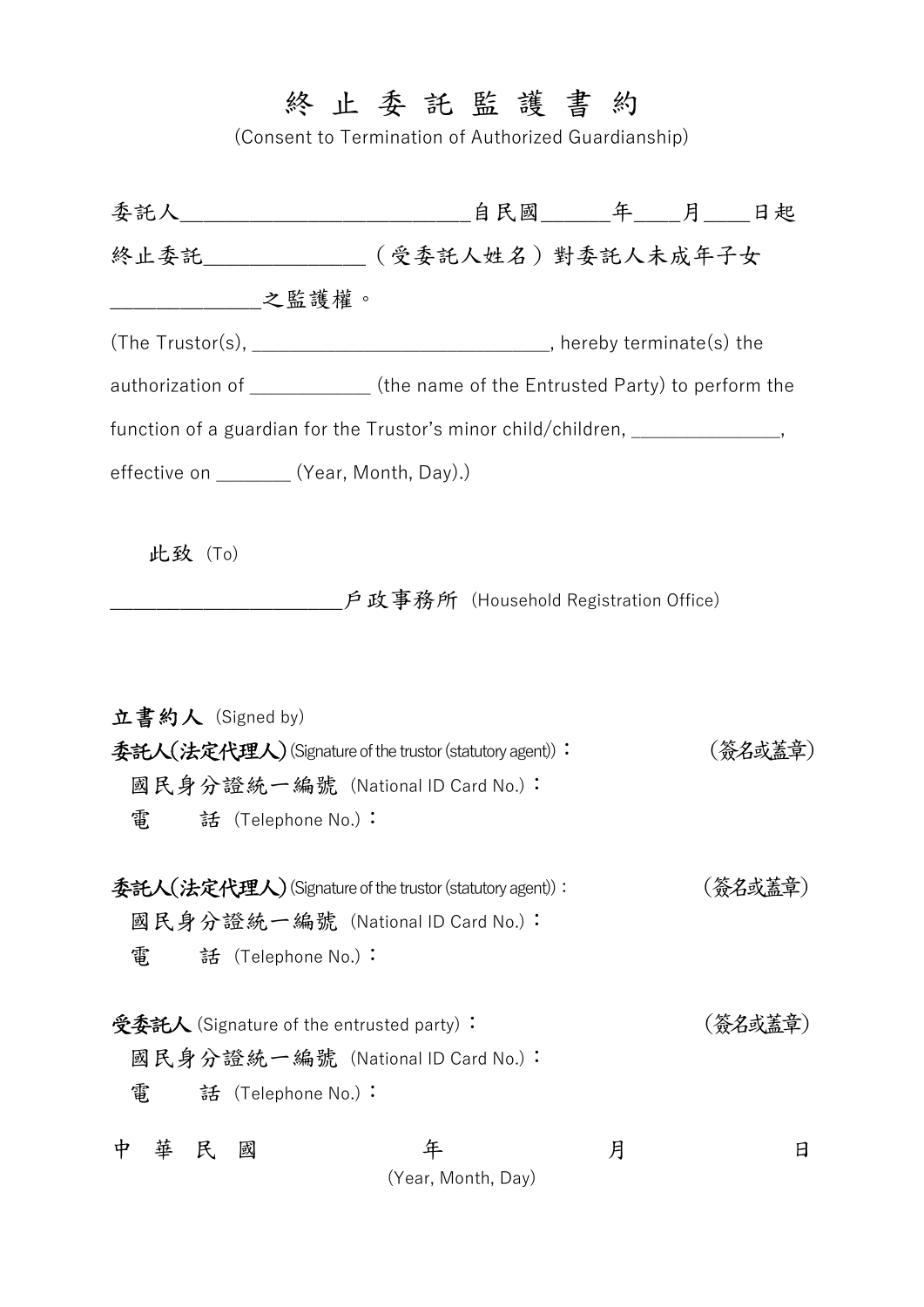# 終 止 委 託 監 護 書 約

(Consent to Termination of Authorized Guardianship)

委託人__________________________自民國______年____月____日起

終止委託_______________（受委託人姓名）對委託人未成年子女

______________之監護權。

(The Trustor(s), ______________________________, hereby terminate(s) the authorization of ____________ (the name of the Entrusted Party) to perform the function of a guardian for the Trustor's minor child/children, _______________, effective on _______ (Year, Month, Day).)

此致 (To)

________________________戶政事務所 (Household Registration Office)

**立書約人** (Signed by)

**委託人(法定代理人)** (Signature of the trustor (statutory agent))： （簽名或蓋章）

國民身分證統一編號 (National ID Card No.)：

電　　話 (Telephone No.)：

**委託人(法定代理人)** (Signature of the trustor (statutory agent))： （簽名或蓋章）

國民身分證統一編號 (National ID Card No.)：

電　　話 (Telephone No.)：

**受委託人** (Signature of the entrusted party)： （簽名或蓋章）

國民身分證統一編號 (National ID Card No.)：

電　　話 (Telephone No.)：

中 華 民 國　　　　年　　　　月　　　　日

(Year, Month, Day)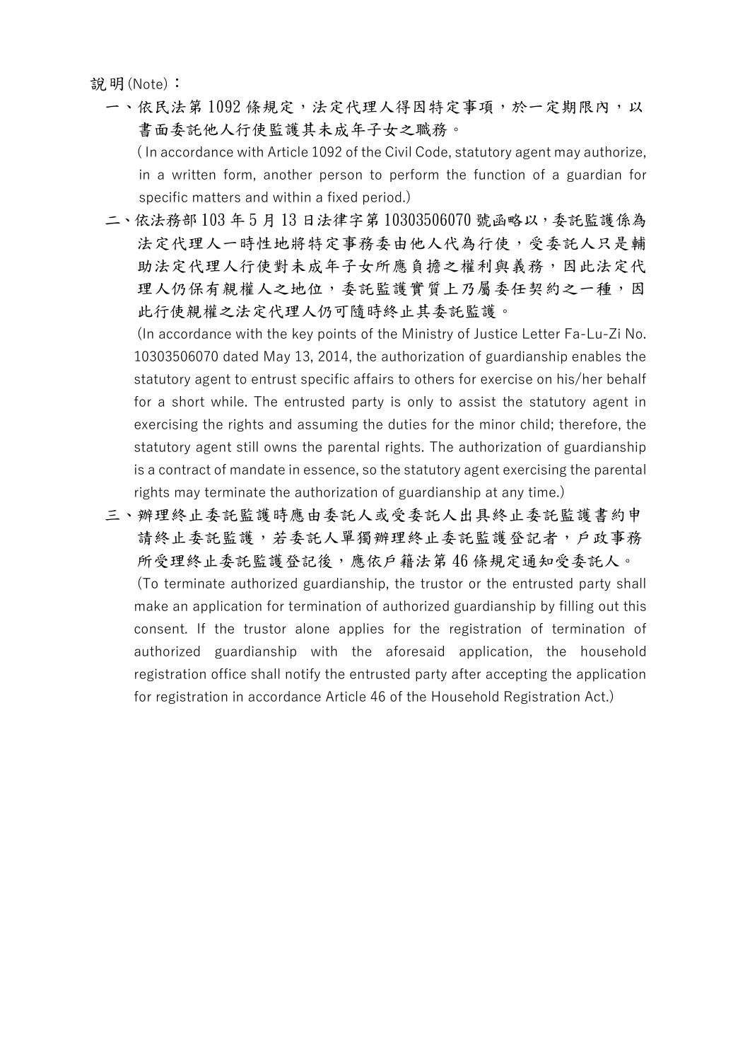說明(Note)：

一、依民法第 1092 條規定，法定代理人得因特定事項，於一定期限內，以書面委託他人行使監護其未成年子女之職務。

( In accordance with Article 1092 of the Civil Code, statutory agent may authorize, in a written form, another person to perform the function of a guardian for specific matters and within a fixed period.)

二、依法務部 103 年 5 月 13 日法律字第 10303506070 號函略以，委託監護係為法定代理人一時性地將特定事務委由他人代為行使，受委託人只是輔助法定代理人行使對未成年子女所應負擔之權利與義務，因此法定代理人仍保有親權人之地位，委託監護實質上乃屬委任契約之一種，因此行使親權之法定代理人仍可隨時終止其委託監護。

(In accordance with the key points of the Ministry of Justice Letter Fa-Lu-Zi No. 10303506070 dated May 13, 2014, the authorization of guardianship enables the statutory agent to entrust specific affairs to others for exercise on his/her behalf for a short while. The entrusted party is only to assist the statutory agent in exercising the rights and assuming the duties for the minor child; therefore, the statutory agent still owns the parental rights. The authorization of guardianship is a contract of mandate in essence, so the statutory agent exercising the parental rights may terminate the authorization of guardianship at any time.)

三、辦理終止委託監護時應由委託人或受委託人出具終止委託監護書約申請終止委託監護，若委託人單獨辦理終止委託監護登記者，戶政事務所受理終止委託監護登記後，應依戶籍法第 46 條規定通知受委託人。

(To terminate authorized guardianship, the trustor or the entrusted party shall make an application for termination of authorized guardianship by filling out this consent. If the trustor alone applies for the registration of termination of authorized guardianship with the aforesaid application, the household registration office shall notify the entrusted party after accepting the application for registration in accordance Article 46 of the Household Registration Act.)